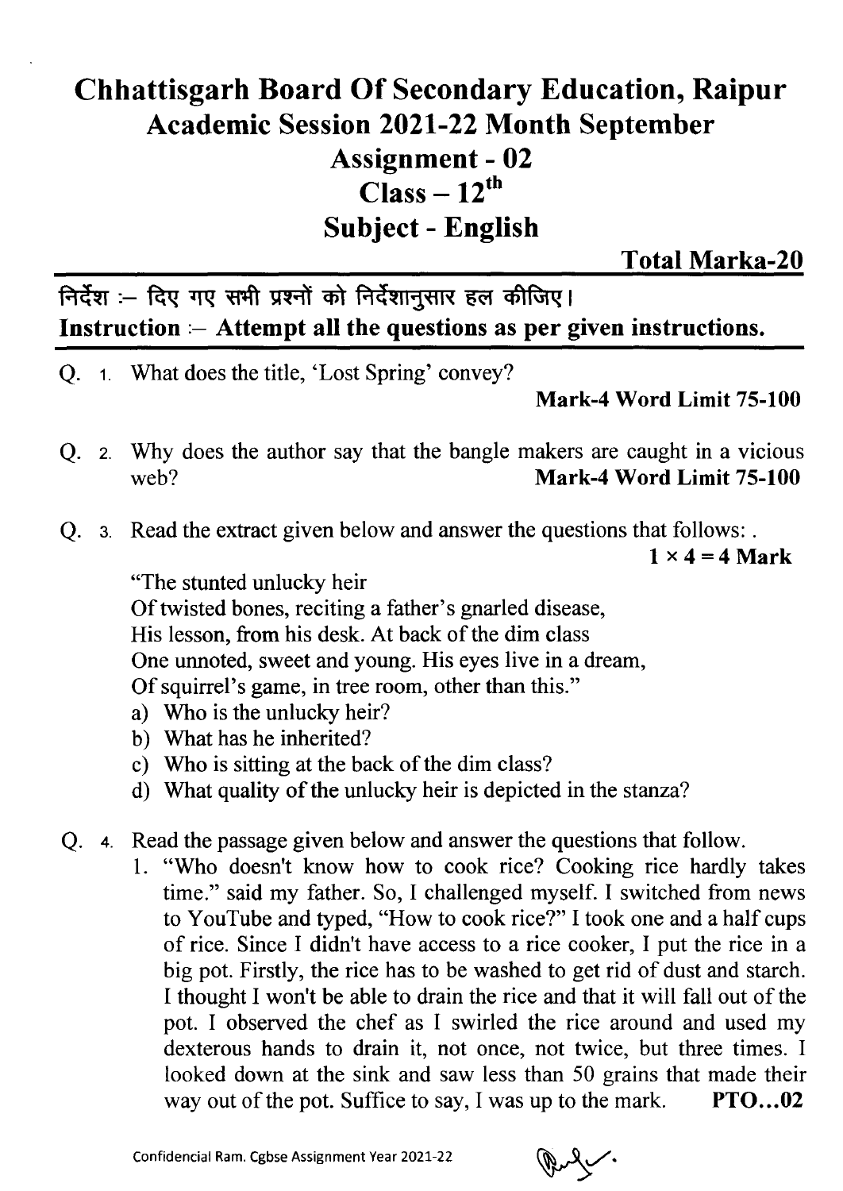# Chhattisgarh Board Of Secondary Education, Raipur
## Academic Session 2021-22 Month September
## Assignment - 02
## Class – 12th
## Subject - English

**Total Marka-20**

**निर्देश :– दिए गए सभी प्रश्नों को निर्देशानुसार हल कीजिए।**
**Instruction :– Attempt all the questions as per given instructions.**

Q. 1. What does the title, 'Lost Spring' convey?

**Mark-4 Word Limit 75-100**

Q. 2. Why does the author say that the bangle makers are caught in a vicious web? **Mark-4 Word Limit 75-100**

Q. 3. Read the extract given below and answer the questions that follows: .

**1 × 4 = 4 Mark**

"The stunted unlucky heir
Of twisted bones, reciting a father's gnarled disease,
His lesson, from his desk. At back of the dim class
One unnoted, sweet and young. His eyes live in a dream,
Of squirrel's game, in tree room, other than this."

a) Who is the unlucky heir?
b) What has he inherited?
c) Who is sitting at the back of the dim class?
d) What quality of the unlucky heir is depicted in the stanza?

Q. 4. Read the passage given below and answer the questions that follow.

1. "Who doesn't know how to cook rice? Cooking rice hardly takes time." said my father. So, I challenged myself. I switched from news to YouTube and typed, "How to cook rice?" I took one and a half cups of rice. Since I didn't have access to a rice cooker, I put the rice in a big pot. Firstly, the rice has to be washed to get rid of dust and starch. I thought I won't be able to drain the rice and that it will fall out of the pot. I observed the chef as I swirled the rice around and used my dexterous hands to drain it, not once, not twice, but three times. I looked down at the sink and saw less than 50 grains that made their way out of the pot. Suffice to say, I was up to the mark. **PTO...02**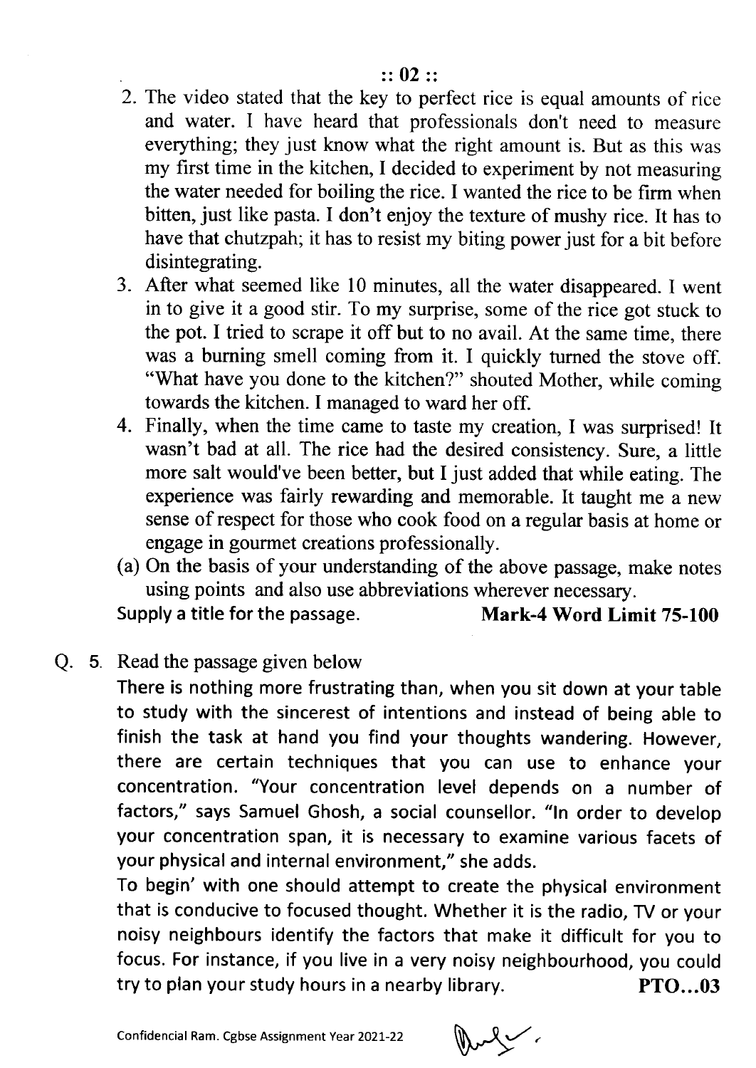2. The video stated that the key to perfect rice is equal amounts of rice and water. I have heard that professionals don't need to measure everything; they just know what the right amount is. But as this was my first time in the kitchen, I decided to experiment by not measuring the water needed for boiling the rice. I wanted the rice to be firm when bitten, just like pasta. I don't enjoy the texture of mushy rice. It has to have that chutzpah; it has to resist my biting power just for a bit before disintegrating.
3. After what seemed like 10 minutes, all the water disappeared. I went in to give it a good stir. To my surprise, some of the rice got stuck to the pot. I tried to scrape it off but to no avail. At the same time, there was a burning smell coming from it. I quickly turned the stove off. "What have you done to the kitchen?" shouted Mother, while coming towards the kitchen. I managed to ward her off.
4. Finally, when the time came to taste my creation, I was surprised! It wasn't bad at all. The rice had the desired consistency. Sure, a little more salt would've been better, but I just added that while eating. The experience was fairly rewarding and memorable. It taught me a new sense of respect for those who cook food on a regular basis at home or engage in gourmet creations professionally.

(a) On the basis of your understanding of the above passage, make notes using points and also use abbreviations wherever necessary.
Supply a title for the passage. **Mark-4 Word Limit 75-100**

Q. 5. Read the passage given below

There is nothing more frustrating than, when you sit down at your table to study with the sincerest of intentions and instead of being able to finish the task at hand you find your thoughts wandering. However, there are certain techniques that you can use to enhance your concentration. "Your concentration level depends on a number of factors," says Samuel Ghosh, a social counsellor. "In order to develop your concentration span, it is necessary to examine various facets of your physical and internal environment," she adds.

To begin' with one should attempt to create the physical environment that is conducive to focused thought. Whether it is the radio, TV or your noisy neighbours identify the factors that make it difficult for you to focus. For instance, if you live in a very noisy neighbourhood, you could try to plan your study hours in a nearby library. **PTO...03**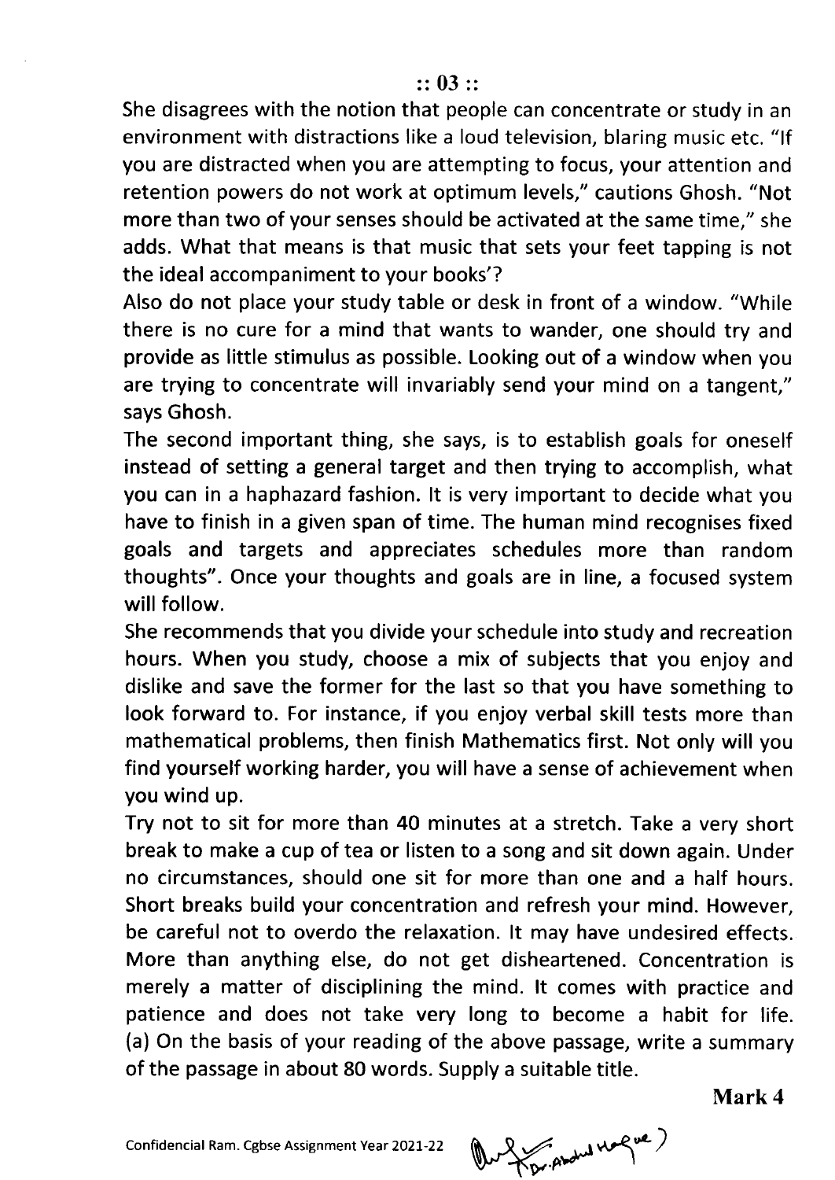She disagrees with the notion that people can concentrate or study in an environment with distractions like a loud television, blaring music etc. "If you are distracted when you are attempting to focus, your attention and retention powers do not work at optimum levels," cautions Ghosh. "Not more than two of your senses should be activated at the same time," she adds. What that means is that music that sets your feet tapping is not the ideal accompaniment to your books'?

Also do not place your study table or desk in front of a window. "While there is no cure for a mind that wants to wander, one should try and provide as little stimulus as possible. Looking out of a window when you are trying to concentrate will invariably send your mind on a tangent," says Ghosh.

The second important thing, she says, is to establish goals for oneself instead of setting a general target and then trying to accomplish, what you can in a haphazard fashion. It is very important to decide what you have to finish in a given span of time. The human mind recognises fixed goals and targets and appreciates schedules more than random thoughts". Once your thoughts and goals are in line, a focused system will follow.

She recommends that you divide your schedule into study and recreation hours. When you study, choose a mix of subjects that you enjoy and dislike and save the former for the last so that you have something to look forward to. For instance, if you enjoy verbal skill tests more than mathematical problems, then finish Mathematics first. Not only will you find yourself working harder, you will have a sense of achievement when you wind up.

Try not to sit for more than 40 minutes at a stretch. Take a very short break to make a cup of tea or listen to a song and sit down again. Under no circumstances, should one sit for more than one and a half hours. Short breaks build your concentration and refresh your mind. However, be careful not to overdo the relaxation. It may have undesired effects. More than anything else, do not get disheartened. Concentration is merely a matter of disciplining the mind. It comes with practice and patience and does not take very long to become a habit for life.

(a) On the basis of your reading of the above passage, write a summary of the passage in about 80 words. Supply a suitable title.

**Mark 4**

Confidencial Ram. Cgbse Assignment Year 2021-22